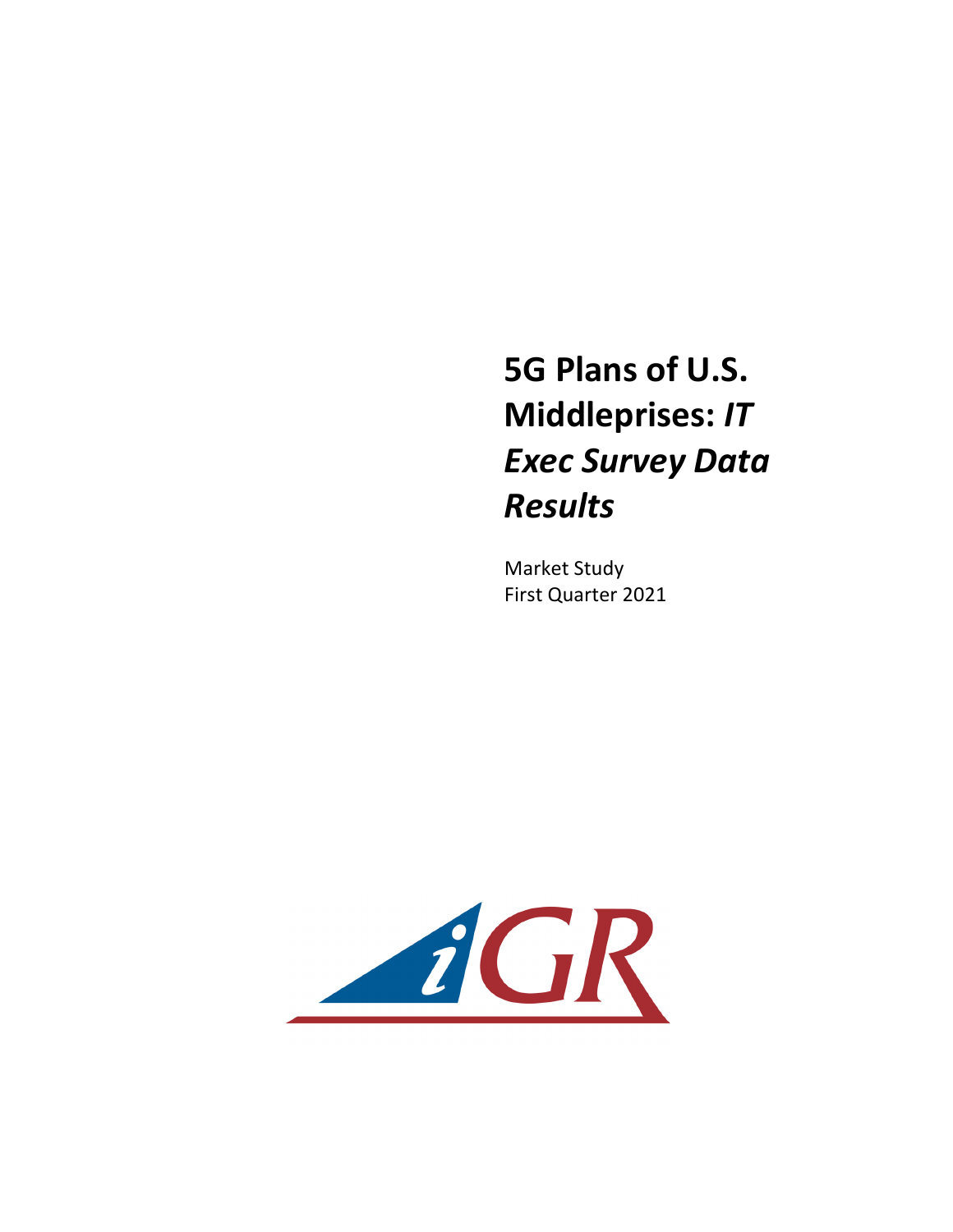# 5G Plans of U.S. Middleprises: *IT Exec Survey Data Results*

Market Study
First Quarter 2021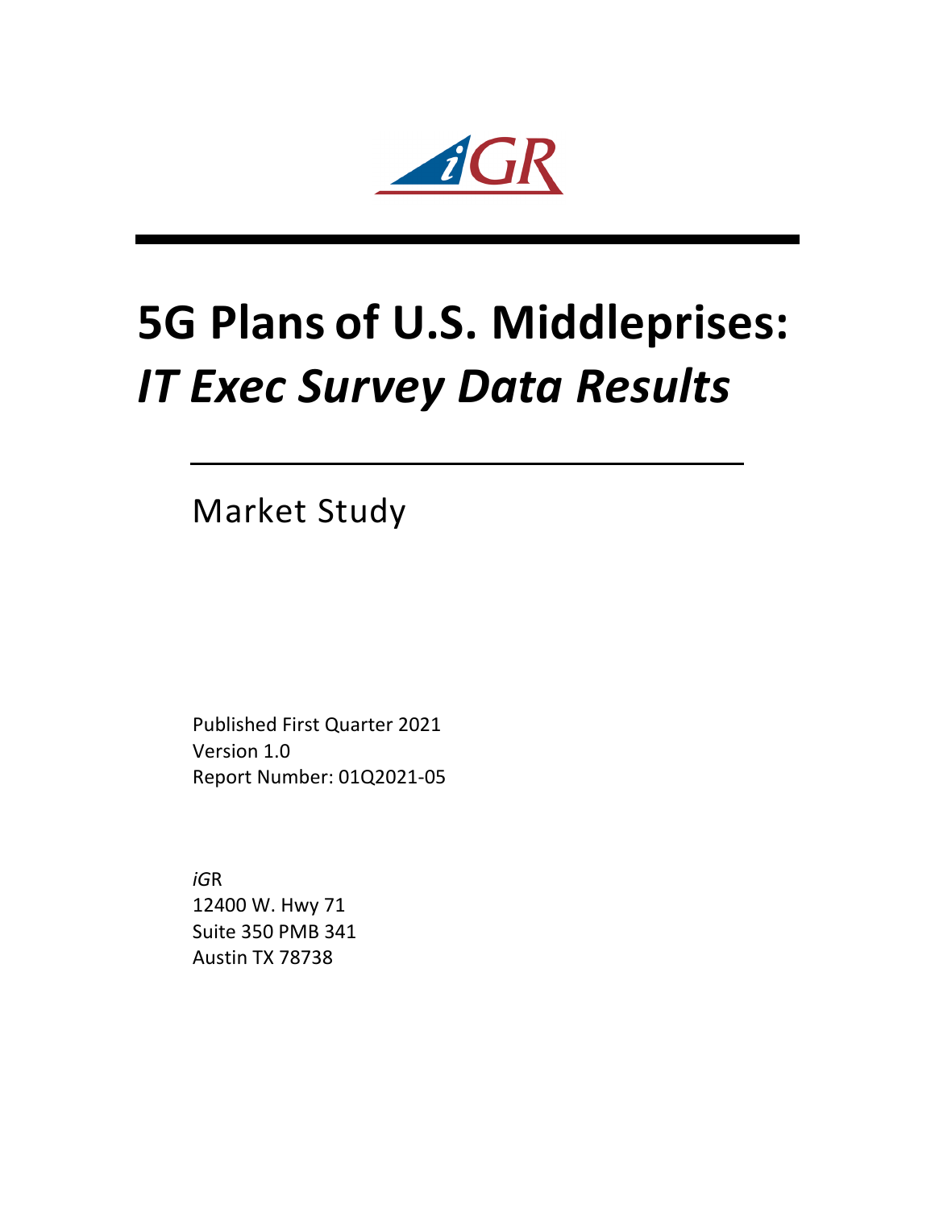# 5G Plans of U.S. Middleprises: *IT Exec Survey Data Results*

Market Study

Published First Quarter 2021
Version 1.0
Report Number: 01Q2021-05

*iG*R
12400 W. Hwy 71
Suite 350 PMB 341
Austin TX 78738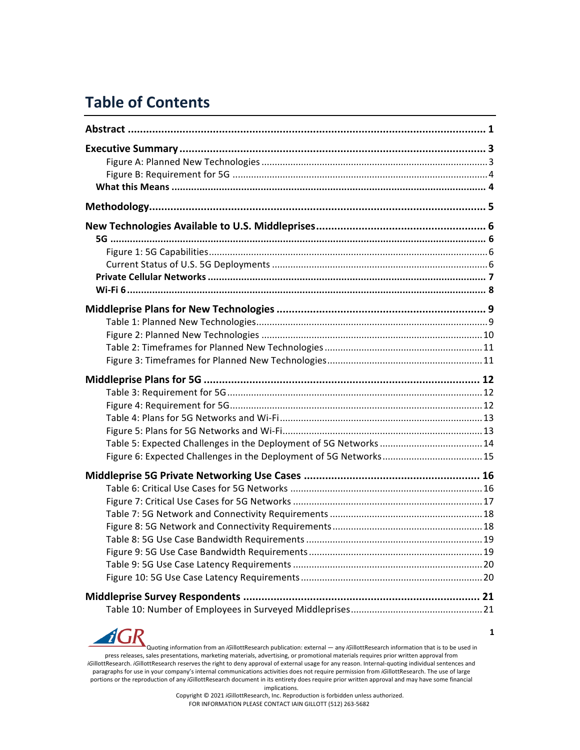# Table of Contents

**Abstract** ..... 1

**Executive Summary** ..... 3

- Figure A: Planned New Technologies ..... 3
- Figure B: Requirement for 5G ..... 4

**What this Means** ..... 4

**Methodology** ..... 5

**New Technologies Available to U.S. Middleprises** ..... 6

**5G** ..... 6

- Figure 1: 5G Capabilities ..... 6
- Current Status of U.S. 5G Deployments ..... 6

**Private Cellular Networks** ..... 7

**Wi-Fi 6** ..... 8

**Middleprise Plans for New Technologies** ..... 9

- Table 1: Planned New Technologies ..... 9
- Figure 2: Planned New Technologies ..... 10
- Table 2: Timeframes for Planned New Technologies ..... 11
- Figure 3: Timeframes for Planned New Technologies ..... 11

**Middleprise Plans for 5G** ..... 12

- Table 3: Requirement for 5G ..... 12
- Figure 4: Requirement for 5G ..... 12
- Table 4: Plans for 5G Networks and Wi-Fi ..... 13
- Figure 5: Plans for 5G Networks and Wi-Fi ..... 13
- Table 5: Expected Challenges in the Deployment of 5G Networks ..... 14
- Figure 6: Expected Challenges in the Deployment of 5G Networks ..... 15

**Middleprise 5G Private Networking Use Cases** ..... 16

- Table 6: Critical Use Cases for 5G Networks ..... 16
- Figure 7: Critical Use Cases for 5G Networks ..... 17
- Table 7: 5G Network and Connectivity Requirements ..... 18
- Figure 8: 5G Network and Connectivity Requirements ..... 18
- Table 8: 5G Use Case Bandwidth Requirements ..... 19
- Figure 9: 5G Use Case Bandwidth Requirements ..... 19
- Table 9: 5G Use Case Latency Requirements ..... 20
- Figure 10: 5G Use Case Latency Requirements ..... 20

**Middleprise Survey Respondents** ..... 21

- Table 10: Number of Employees in Surveyed Middleprises ..... 21

Quoting information from an *i*GillottResearch publication: external — any *i*GillottResearch information that is to be used in press releases, sales presentations, marketing materials, advertising, or promotional materials requires prior written approval from *i*GillottResearch. *i*GillottResearch reserves the right to deny approval of external usage for any reason. Internal-quoting individual sentences and paragraphs for use in your company's internal communications activities does not require permission from *i*GillottResearch. The use of large portions or the reproduction of any *i*GillottResearch document in its entirety does require prior written approval and may have some financial implications.

Copyright © 2021 *i*GillottResearch, Inc. Reproduction is forbidden unless authorized.
FOR INFORMATION PLEASE CONTACT IAIN GILLOTT (512) 263-5682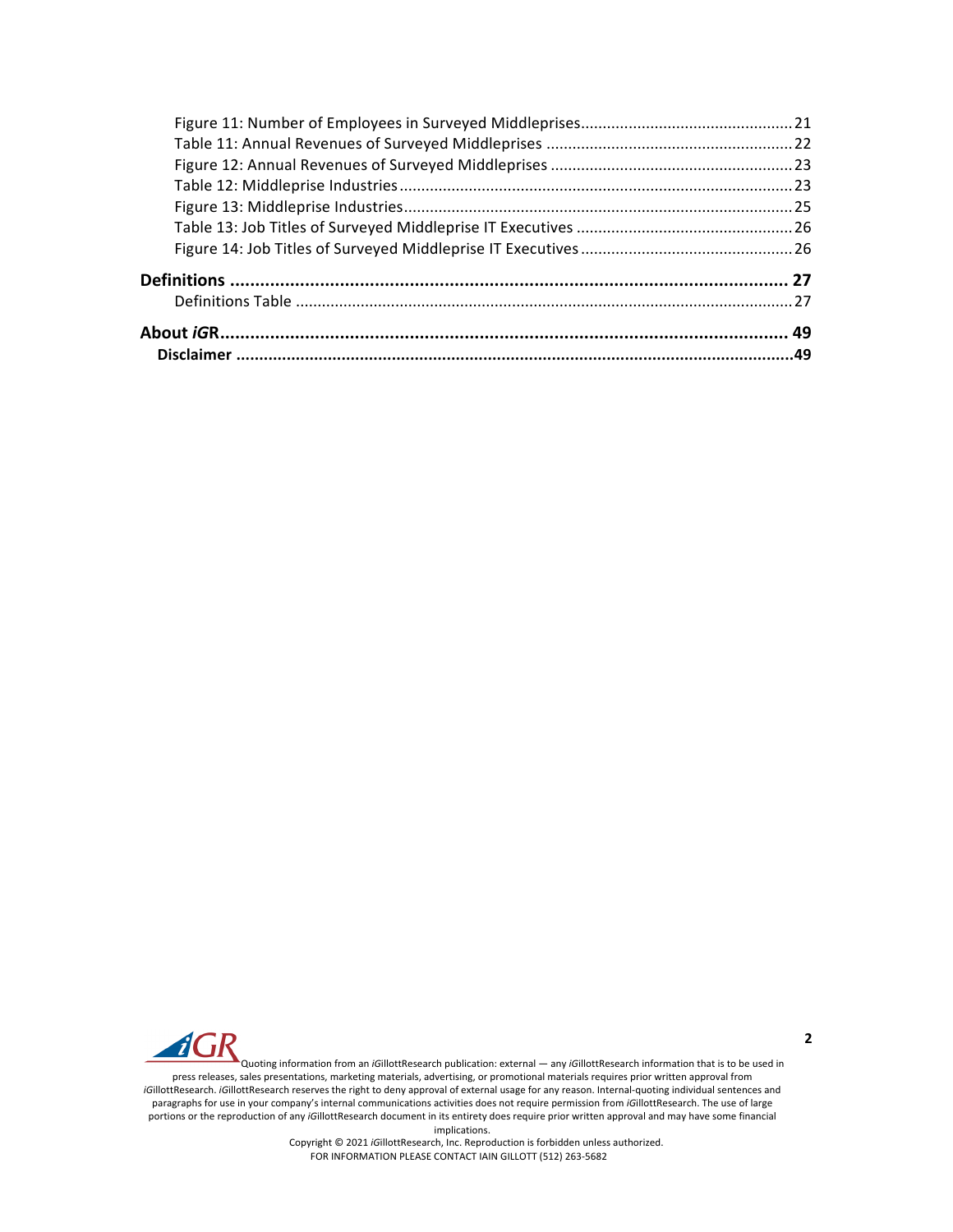Figure 11: Number of Employees in Surveyed Middleprises................................................21
Table 11: Annual Revenues of Surveyed Middleprises ........................................................22
Figure 12: Annual Revenues of Surveyed Middleprises .......................................................23
Table 12: Middleprise Industries..........................................................................................23
Figure 13: Middleprise Industries.........................................................................................25
Table 13: Job Titles of Surveyed Middleprise IT Executives .................................................26
Figure 14: Job Titles of Surveyed Middleprise IT Executives ................................................26

**Definitions ................................................................................................................ 27**
Definitions Table ..................................................................................................................27

**About *i*GR.................................................................................................................. 49**
**Disclaimer .........................................................................................................................49**

Quoting information from an *i*GillottResearch publication: external — any *i*GillottResearch information that is to be used in press releases, sales presentations, marketing materials, advertising, or promotional materials requires prior written approval from *i*GillottResearch. *i*GillottResearch reserves the right to deny approval of external usage for any reason. Internal-quoting individual sentences and paragraphs for use in your company's internal communications activities does not require permission from *i*GillottResearch. The use of large portions or the reproduction of any *i*GillottResearch document in its entirety does require prior written approval and may have some financial implications.

Copyright © 2021 *i*GillottResearch, Inc. Reproduction is forbidden unless authorized.
FOR INFORMATION PLEASE CONTACT IAIN GILLOTT (512) 263-5682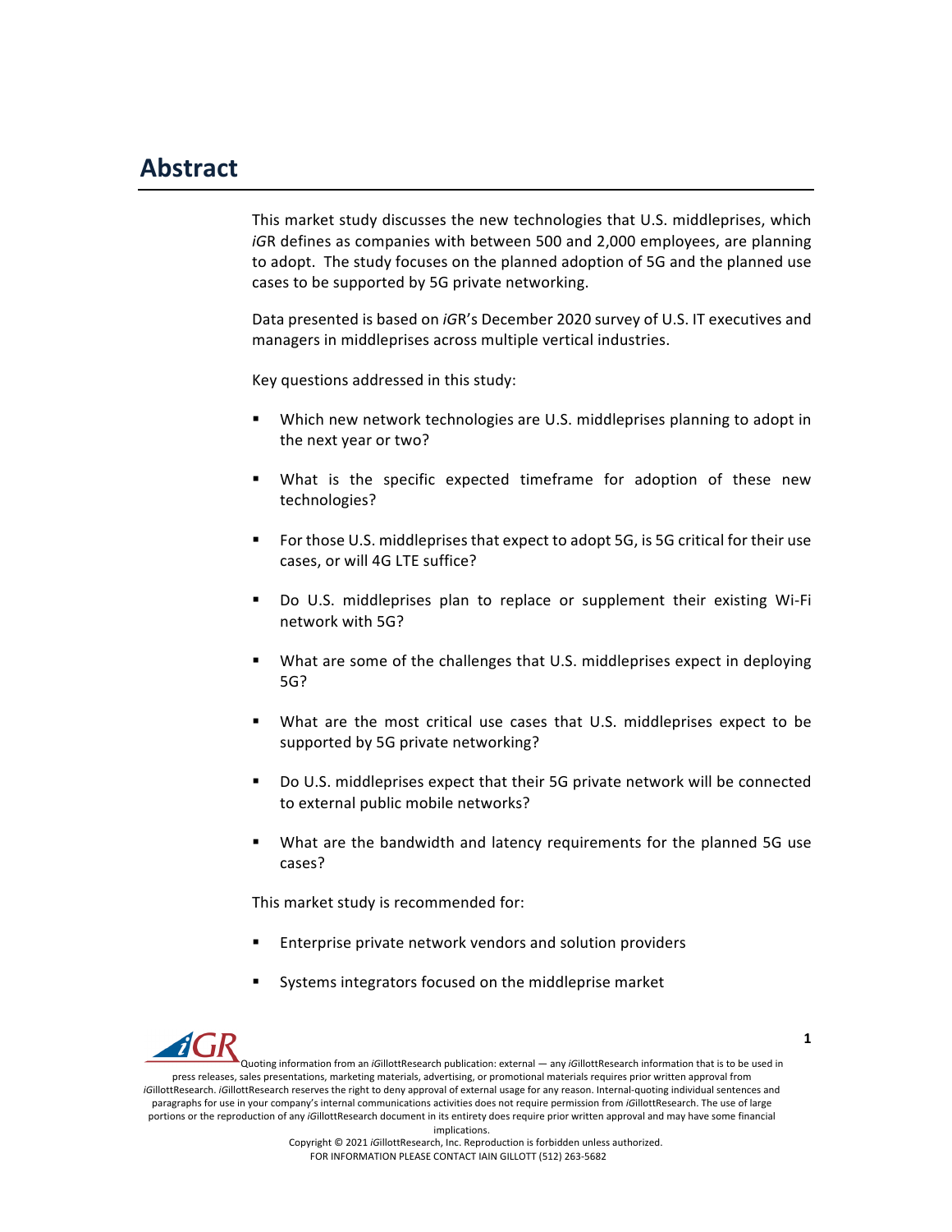# Abstract

This market study discusses the new technologies that U.S. middleprises, which *i*GR defines as companies with between 500 and 2,000 employees, are planning to adopt. The study focuses on the planned adoption of 5G and the planned use cases to be supported by 5G private networking.

Data presented is based on *i*GR's December 2020 survey of U.S. IT executives and managers in middleprises across multiple vertical industries.

Key questions addressed in this study:

- Which new network technologies are U.S. middleprises planning to adopt in the next year or two?
- What is the specific expected timeframe for adoption of these new technologies?
- For those U.S. middleprises that expect to adopt 5G, is 5G critical for their use cases, or will 4G LTE suffice?
- Do U.S. middleprises plan to replace or supplement their existing Wi-Fi network with 5G?
- What are some of the challenges that U.S. middleprises expect in deploying 5G?
- What are the most critical use cases that U.S. middleprises expect to be supported by 5G private networking?
- Do U.S. middleprises expect that their 5G private network will be connected to external public mobile networks?
- What are the bandwidth and latency requirements for the planned 5G use cases?

This market study is recommended for:

- Enterprise private network vendors and solution providers
- Systems integrators focused on the middleprise market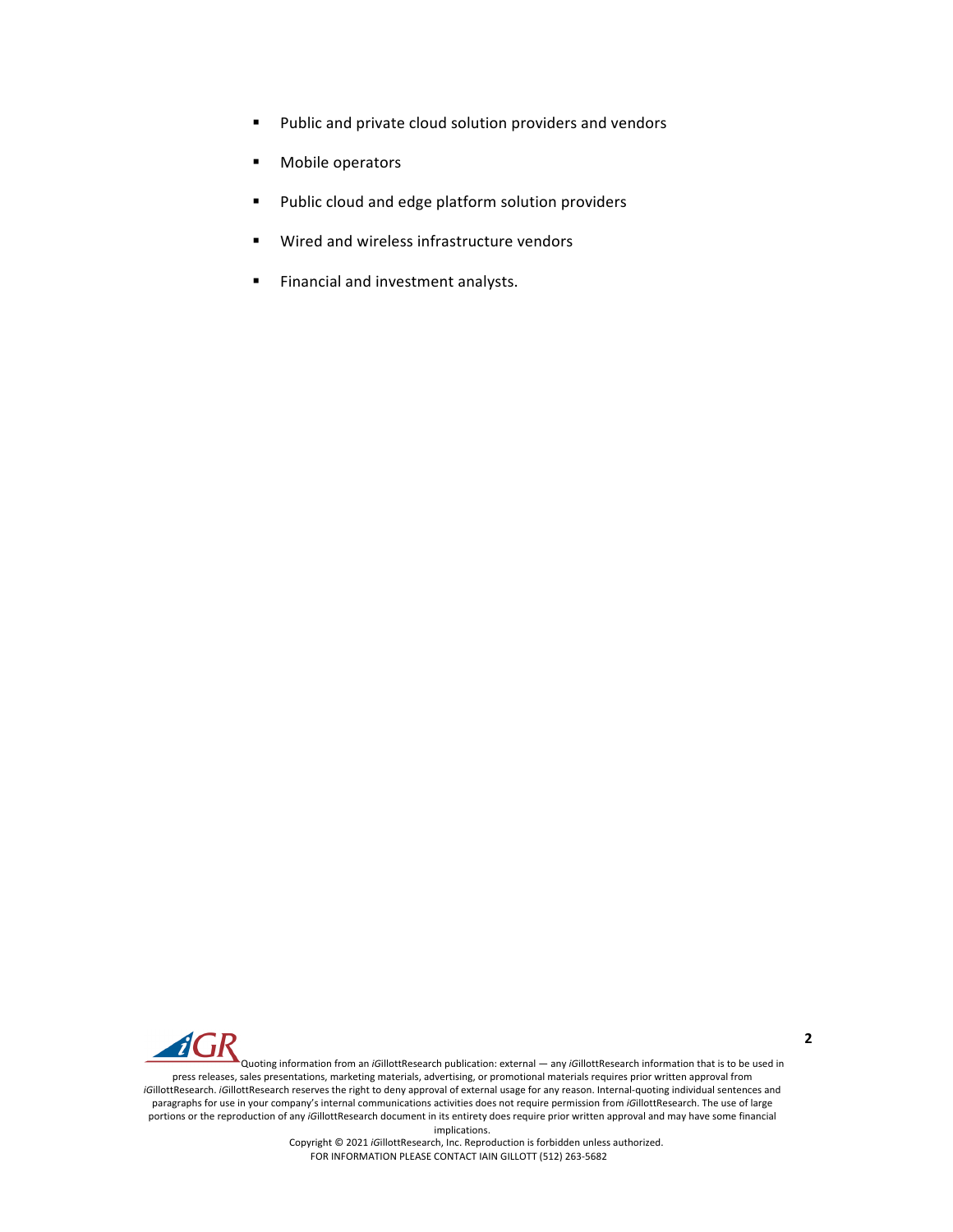- Public and private cloud solution providers and vendors
- Mobile operators
- Public cloud and edge platform solution providers
- Wired and wireless infrastructure vendors
- Financial and investment analysts.